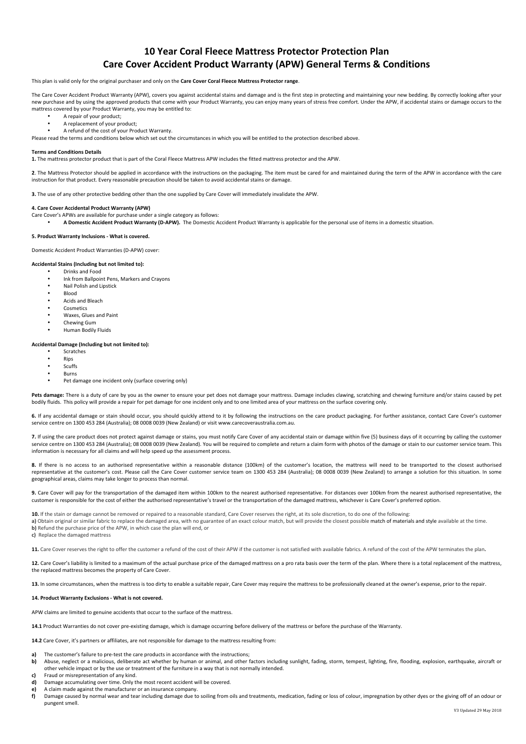# 10 Year Coral Fleece Mattress Protector Protection Plan
# Care Cover Accident Product Warranty (APW) General Terms & Conditions

This plan is valid only for the original purchaser and only on the **Care Cover Coral Fleece Mattress Protector range**.

The Care Cover Accident Product Warranty (APW), covers you against accidental stains and damage and is the first step in protecting and maintaining your new bedding. By correctly looking after your new purchase and by using the approved products that come with your Product Warranty, you can enjoy many years of stress free comfort. Under the APW, if accidental stains or damage occurs to the mattress covered by your Product Warranty, you may be entitled to:

- A repair of your product;
- A replacement of your product;
- A refund of the cost of your Product Warranty.

Please read the terms and conditions below which set out the circumstances in which you will be entitled to the protection described above.

**Terms and Conditions Details**

**1.** The mattress protector product that is part of the Coral Fleece Mattress APW includes the fitted mattress protector and the APW.

**2**. The Mattress Protector should be applied in accordance with the instructions on the packaging. The item must be cared for and maintained during the term of the APW in accordance with the care instruction for that product. Every reasonable precaution should be taken to avoid accidental stains or damage.

**3.** The use of any other protective bedding other than the one supplied by Care Cover will immediately invalidate the APW.

**4. Care Cover Accidental Product Warranty (APW)**

Care Cover's APWs are available for purchase under a single category as follows:

- **A Domestic Accident Product Warranty (D-APW).** The Domestic Accident Product Warranty is applicable for the personal use of items in a domestic situation.

**5. Product Warranty Inclusions - What is covered.**

Domestic Accident Product Warranties (D-APW) cover:

**Accidental Stains (Including but not limited to):**

- Drinks and Food
- Ink from Ballpoint Pens, Markers and Crayons
- Nail Polish and Lipstick
- Blood
- Acids and Bleach
- Cosmetics
- Waxes, Glues and Paint
- Chewing Gum
- Human Bodily Fluids

**Accidental Damage (Including but not limited to):**

- Scratches
- Rips
- Scuffs
- Burns
- Pet damage one incident only (surface covering only)

**Pets damage:** There is a duty of care by you as the owner to ensure your pet does not damage your mattress. Damage includes clawing, scratching and chewing furniture and/or stains caused by pet bodily fluids. This policy will provide a repair for pet damage for one incident only and to one limited area of your mattress on the surface covering only.

**6.** If any accidental damage or stain should occur, you should quickly attend to it by following the instructions on the care product packaging. For further assistance, contact Care Cover's customer service centre on 1300 453 284 (Australia); 08 0008 0039 (New Zealand) or visit www.carecoveraustralia.com.au.

**7.** If using the care product does not protect against damage or stains, you must notify Care Cover of any accidental stain or damage within five (5) business days of it occurring by calling the customer service centre on 1300 453 284 (Australia); 08 0008 0039 (New Zealand). You will be required to complete and return a claim form with photos of the damage or stain to our customer service team. This information is necessary for all claims and will help speed up the assessment process.

**8.** If there is no access to an authorised representative within a reasonable distance (100km) of the customer's location, the mattress will need to be transported to the closest authorised representative at the customer's cost. Please call the Care Cover customer service team on 1300 453 284 (Australia); 08 0008 0039 (New Zealand) to arrange a solution for this situation. In some geographical areas, claims may take longer to process than normal.

**9.** Care Cover will pay for the transportation of the damaged item within 100km to the nearest authorised representative. For distances over 100km from the nearest authorised representative, the customer is responsible for the cost of either the authorised representative's travel or the transportation of the damaged mattress, whichever is Care Cover's preferred option.

**10.** If the stain or damage cannot be removed or repaired to a reasonable standard, Care Cover reserves the right, at its sole discretion, to do one of the following:

**a)** Obtain original or similar fabric to replace the damaged area, with no guarantee of an exact colour match, but will provide the closest possible match of materials and style available at the time.

**b)** Refund the purchase price of the APW, in which case the plan will end, or

**c)** Replace the damaged mattress

**11.** Care Cover reserves the right to offer the customer a refund of the cost of their APW if the customer is not satisfied with available fabrics. A refund of the cost of the APW terminates the plan**.**

**12.** Care Cover's liability is limited to a maximum of the actual purchase price of the damaged mattress on a pro rata basis over the term of the plan. Where there is a total replacement of the mattress, the replaced mattress becomes the property of Care Cover.

**13.** In some circumstances, when the mattress is too dirty to enable a suitable repair, Care Cover may require the mattress to be professionally cleaned at the owner's expense, prior to the repair.

**14. Product Warranty Exclusions - What is not covered.**

APW claims are limited to genuine accidents that occur to the surface of the mattress.

**14.1** Product Warranties do not cover pre-existing damage, which is damage occurring before delivery of the mattress or before the purchase of the Warranty.

**14.2** Care Cover, it's partners or affiliates, are not responsible for damage to the mattress resulting from:

**a)** The customer's failure to pre-test the care products in accordance with the instructions;

**b)** Abuse, neglect or a malicious, deliberate act whether by human or animal, and other factors including sunlight, fading, storm, tempest, lighting, fire, flooding, explosion, earthquake, aircraft or other vehicle impact or by the use or treatment of the furniture in a way that is not normally intended.

**c)** Fraud or misrepresentation of any kind.

**d)** Damage accumulating over time. Only the most recent accident will be covered.

**e)** A claim made against the manufacturer or an insurance company.

**f)** Damage caused by normal wear and tear including damage due to soiling from oils and treatments, medication, fading or loss of colour, impregnation by other dyes or the giving off of an odour or pungent smell.

V3 Updated 29 May 2018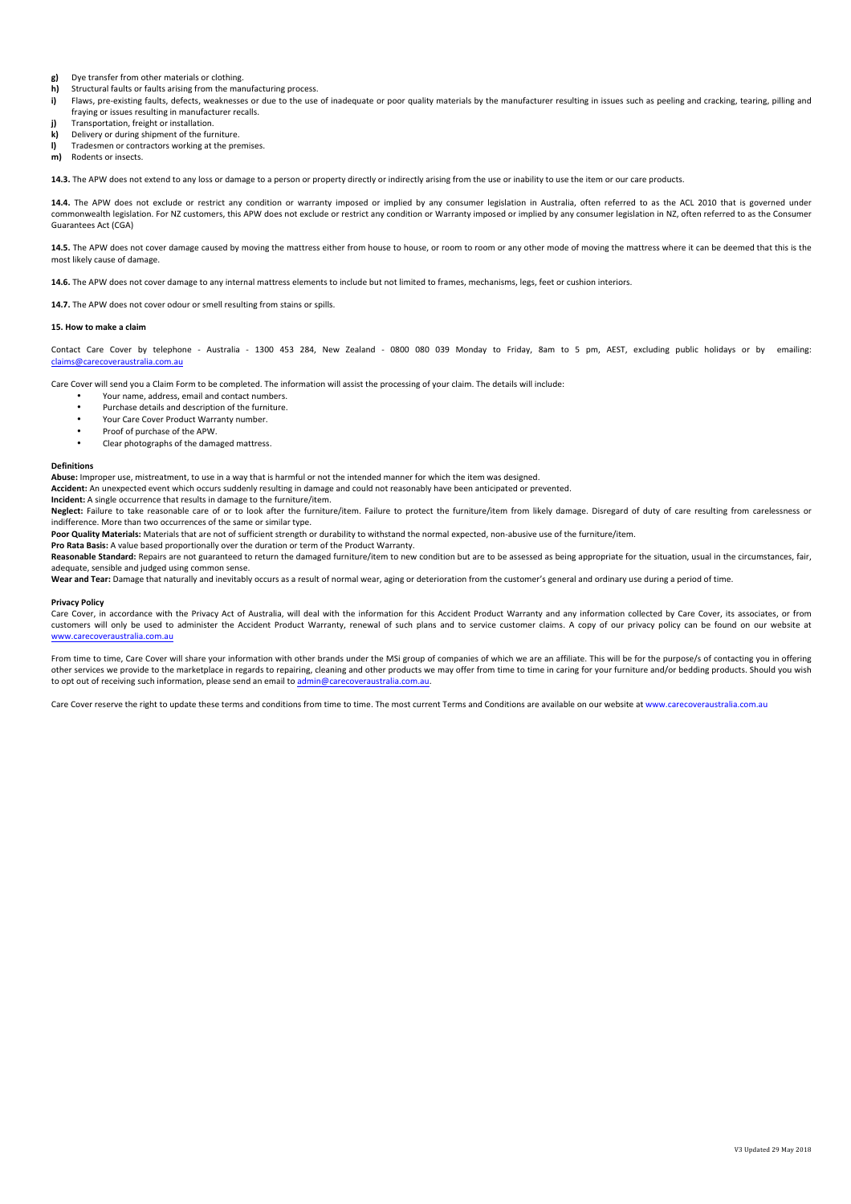- **g)** Dye transfer from other materials or clothing.
- **h)** Structural faults or faults arising from the manufacturing process.
- **i)** Flaws, pre-existing faults, defects, weaknesses or due to the use of inadequate or poor quality materials by the manufacturer resulting in issues such as peeling and cracking, tearing, pilling and fraying or issues resulting in manufacturer recalls.
- **j)** Transportation, freight or installation.
- **k)** Delivery or during shipment of the furniture.
- **l)** Tradesmen or contractors working at the premises.
- **m)** Rodents or insects.

**14.3.** The APW does not extend to any loss or damage to a person or property directly or indirectly arising from the use or inability to use the item or our care products.

**14.4.** The APW does not exclude or restrict any condition or warranty imposed or implied by any consumer legislation in Australia, often referred to as the ACL 2010 that is governed under commonwealth legislation. For NZ customers, this APW does not exclude or restrict any condition or Warranty imposed or implied by any consumer legislation in NZ, often referred to as the Consumer Guarantees Act (CGA)

**14.5.** The APW does not cover damage caused by moving the mattress either from house to house, or room to room or any other mode of moving the mattress where it can be deemed that this is the most likely cause of damage.

**14.6.** The APW does not cover damage to any internal mattress elements to include but not limited to frames, mechanisms, legs, feet or cushion interiors.

**14.7.** The APW does not cover odour or smell resulting from stains or spills.

### 15. How to make a claim

Contact Care Cover by telephone - Australia - 1300 453 284, New Zealand - 0800 080 039 Monday to Friday, 8am to 5 pm, AEST, excluding public holidays or by emailing: claims@carecoveraustralia.com.au

Care Cover will send you a Claim Form to be completed. The information will assist the processing of your claim. The details will include:

- Your name, address, email and contact numbers.
- Purchase details and description of the furniture.
- Your Care Cover Product Warranty number.
- Proof of purchase of the APW.
- Clear photographs of the damaged mattress.

### Definitions

**Abuse:** Improper use, mistreatment, to use in a way that is harmful or not the intended manner for which the item was designed.
**Accident:** An unexpected event which occurs suddenly resulting in damage and could not reasonably have been anticipated or prevented.
**Incident:** A single occurrence that results in damage to the furniture/item.
**Neglect:** Failure to take reasonable care of or to look after the furniture/item. Failure to protect the furniture/item from likely damage. Disregard of duty of care resulting from carelessness or indifference. More than two occurrences of the same or similar type.
**Poor Quality Materials:** Materials that are not of sufficient strength or durability to withstand the normal expected, non-abusive use of the furniture/item.
**Pro Rata Basis:** A value based proportionally over the duration or term of the Product Warranty.
**Reasonable Standard:** Repairs are not guaranteed to return the damaged furniture/item to new condition but are to be assessed as being appropriate for the situation, usual in the circumstances, fair, adequate, sensible and judged using common sense.
**Wear and Tear:** Damage that naturally and inevitably occurs as a result of normal wear, aging or deterioration from the customer's general and ordinary use during a period of time.

### Privacy Policy

Care Cover, in accordance with the Privacy Act of Australia, will deal with the information for this Accident Product Warranty and any information collected by Care Cover, its associates, or from customers will only be used to administer the Accident Product Warranty, renewal of such plans and to service customer claims. A copy of our privacy policy can be found on our website at www.carecoveraustralia.com.au

From time to time, Care Cover will share your information with other brands under the MSi group of companies of which we are an affiliate. This will be for the purpose/s of contacting you in offering other services we provide to the marketplace in regards to repairing, cleaning and other products we may offer from time to time in caring for your furniture and/or bedding products. Should you wish to opt out of receiving such information, please send an email to admin@carecoveraustralia.com.au.

Care Cover reserve the right to update these terms and conditions from time to time. The most current Terms and Conditions are available on our website at www.carecoveraustralia.com.au

V3 Updated 29 May 2018